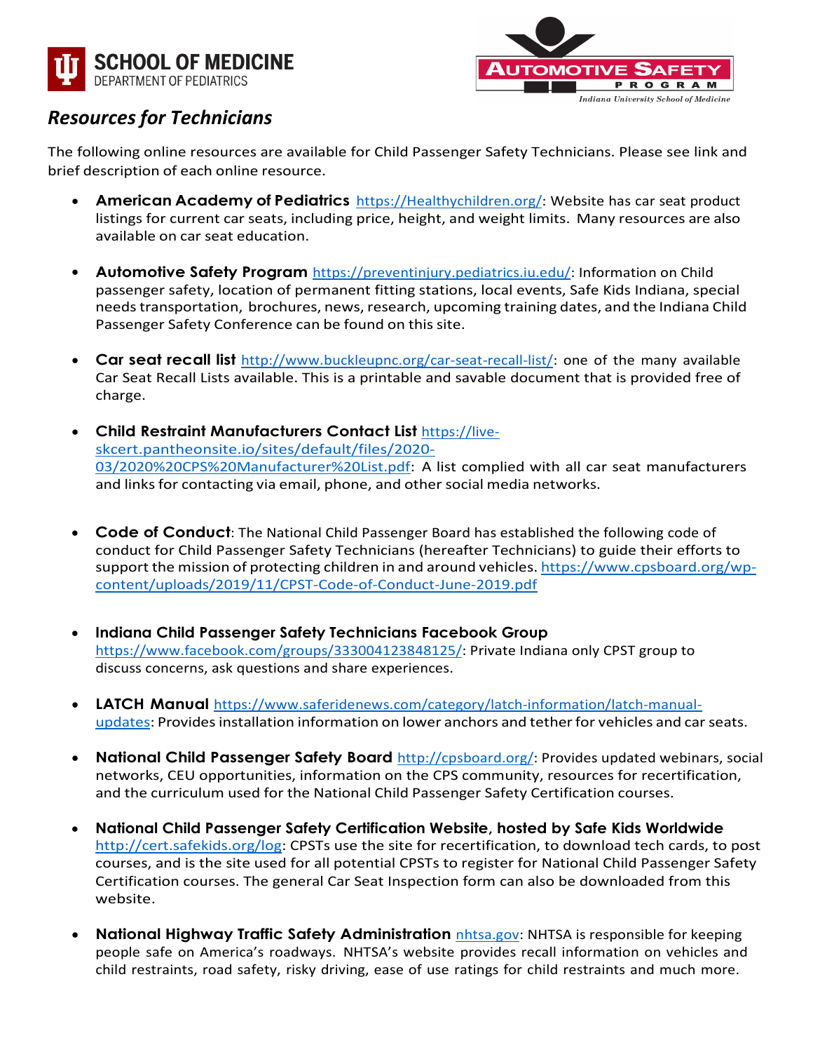SCHOOL OF MEDICINE
DEPARTMENT OF PEDIATRICS

AUTOMOTIVE SAFETY PROGRAM
Indiana University School of Medicine

## *Resources for Technicians*

The following online resources are available for Child Passenger Safety Technicians. Please see link and brief description of each online resource.

- **American Academy of Pediatrics** https://Healthychildren.org/: Website has car seat product listings for current car seats, including price, height, and weight limits. Many resources are also available on car seat education.

- **Automotive Safety Program** https://preventinjury.pediatrics.iu.edu/: Information on Child passenger safety, location of permanent fitting stations, local events, Safe Kids Indiana, special needs transportation, brochures, news, research, upcoming training dates, and the Indiana Child Passenger Safety Conference can be found on this site.

- **Car seat recall list** http://www.buckleupnc.org/car-seat-recall-list/: one of the many available Car Seat Recall Lists available. This is a printable and savable document that is provided free of charge.

- **Child Restraint Manufacturers Contact List** https://live-skcert.pantheonsite.io/sites/default/files/2020-03/2020%20CPS%20Manufacturer%20List.pdf: A list complied with all car seat manufacturers and links for contacting via email, phone, and other social media networks.

- **Code of Conduct**: The National Child Passenger Board has established the following code of conduct for Child Passenger Safety Technicians (hereafter Technicians) to guide their efforts to support the mission of protecting children in and around vehicles. https://www.cpsboard.org/wp-content/uploads/2019/11/CPST-Code-of-Conduct-June-2019.pdf

- **Indiana Child Passenger Safety Technicians Facebook Group** https://www.facebook.com/groups/333004123848125/: Private Indiana only CPST group to discuss concerns, ask questions and share experiences.

- **LATCH Manual** https://www.saferidenews.com/category/latch-information/latch-manual-updates: Provides installation information on lower anchors and tether for vehicles and car seats.

- **National Child Passenger Safety Board** http://cpsboard.org/: Provides updated webinars, social networks, CEU opportunities, information on the CPS community, resources for recertification, and the curriculum used for the National Child Passenger Safety Certification courses.

- **National Child Passenger Safety Certification Website, hosted by Safe Kids Worldwide** http://cert.safekids.org/log: CPSTs use the site for recertification, to download tech cards, to post courses, and is the site used for all potential CPSTs to register for National Child Passenger Safety Certification courses. The general Car Seat Inspection form can also be downloaded from this website.

- **National Highway Traffic Safety Administration** nhtsa.gov: NHTSA is responsible for keeping people safe on America's roadways. NHTSA's website provides recall information on vehicles and child restraints, road safety, risky driving, ease of use ratings for child restraints and much more.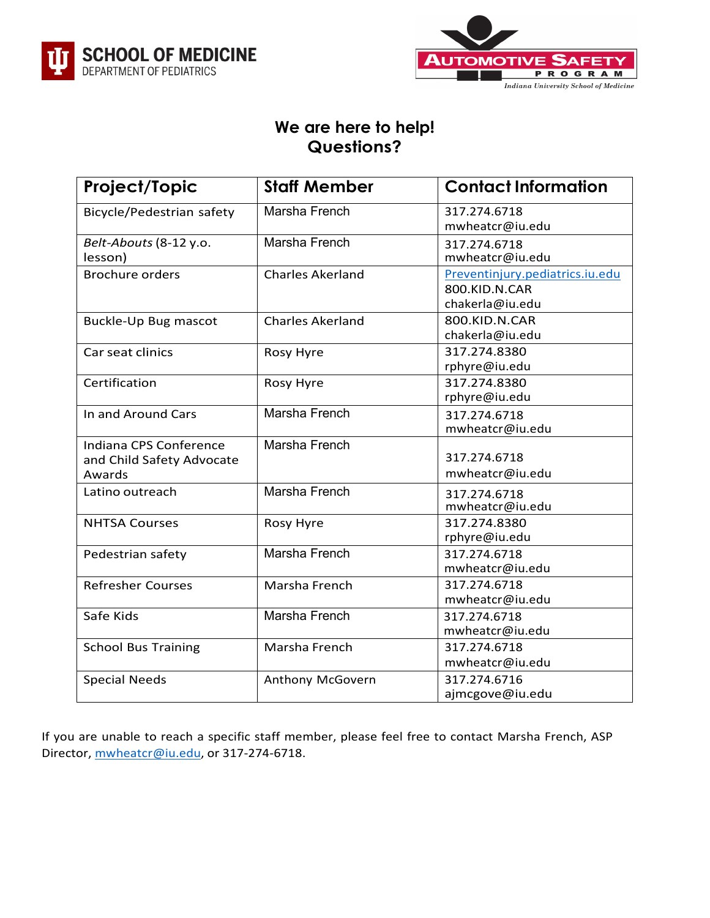SCHOOL OF MEDICINE
DEPARTMENT OF PEDIATRICS

AUTOMOTIVE SAFETY PROGRAM
Indiana University School of Medicine

## We are here to help!
## Questions?

| Project/Topic | Staff Member | Contact Information |
|---|---|---|
| Bicycle/Pedestrian safety | Marsha French | 317.274.6718 mwheatcr@iu.edu |
| *Belt-Abouts* (8-12 y.o. lesson) | Marsha French | 317.274.6718 mwheatcr@iu.edu |
| Brochure orders | Charles Akerland | Preventinjury.pediatrics.iu.edu 800.KID.N.CAR chakerla@iu.edu |
| Buckle-Up Bug mascot | Charles Akerland | 800.KID.N.CAR chakerla@iu.edu |
| Car seat clinics | Rosy Hyre | 317.274.8380 rphyre@iu.edu |
| Certification | Rosy Hyre | 317.274.8380 rphyre@iu.edu |
| In and Around Cars | Marsha French | 317.274.6718 mwheatcr@iu.edu |
| Indiana CPS Conference and Child Safety Advocate Awards | Marsha French | 317.274.6718 mwheatcr@iu.edu |
| Latino outreach | Marsha French | 317.274.6718 mwheatcr@iu.edu |
| NHTSA Courses | Rosy Hyre | 317.274.8380 rphyre@iu.edu |
| Pedestrian safety | Marsha French | 317.274.6718 mwheatcr@iu.edu |
| Refresher Courses | Marsha French | 317.274.6718 mwheatcr@iu.edu |
| Safe Kids | Marsha French | 317.274.6718 mwheatcr@iu.edu |
| School Bus Training | Marsha French | 317.274.6718 mwheatcr@iu.edu |
| Special Needs | Anthony McGovern | 317.274.6716 ajmcgove@iu.edu |

If you are unable to reach a specific staff member, please feel free to contact Marsha French, ASP Director, mwheatcr@iu.edu, or 317-274-6718.